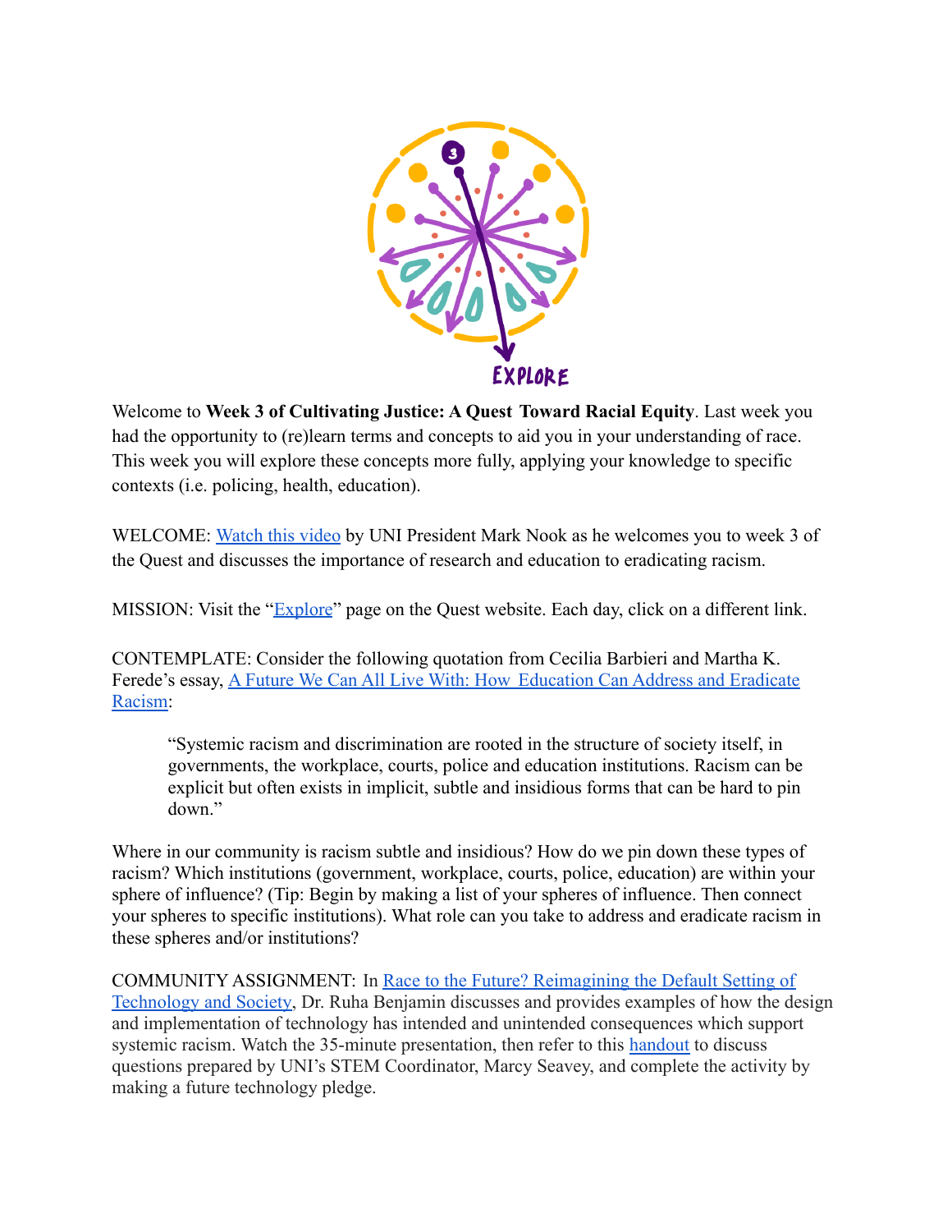Welcome to **Week 3 of Cultivating Justice: A Quest Toward Racial Equity**. Last week you had the opportunity to (re)learn terms and concepts to aid you in your understanding of race. This week you will explore these concepts more fully, applying your knowledge to specific contexts (i.e. policing, health, education).

WELCOME: Watch this video by UNI President Mark Nook as he welcomes you to week 3 of the Quest and discusses the importance of research and education to eradicating racism.

MISSION: Visit the "Explore" page on the Quest website. Each day, click on a different link.

CONTEMPLATE: Consider the following quotation from Cecilia Barbieri and Martha K. Ferede's essay, A Future We Can All Live With: How Education Can Address and Eradicate Racism:

> "Systemic racism and discrimination are rooted in the structure of society itself, in governments, the workplace, courts, police and education institutions. Racism can be explicit but often exists in implicit, subtle and insidious forms that can be hard to pin down."

Where in our community is racism subtle and insidious? How do we pin down these types of racism? Which institutions (government, workplace, courts, police, education) are within your sphere of influence? (Tip: Begin by making a list of your spheres of influence. Then connect your spheres to specific institutions). What role can you take to address and eradicate racism in these spheres and/or institutions?

COMMUNITY ASSIGNMENT: In Race to the Future? Reimagining the Default Setting of Technology and Society, Dr. Ruha Benjamin discusses and provides examples of how the design and implementation of technology has intended and unintended consequences which support systemic racism. Watch the 35-minute presentation, then refer to this handout to discuss questions prepared by UNI's STEM Coordinator, Marcy Seavey, and complete the activity by making a future technology pledge.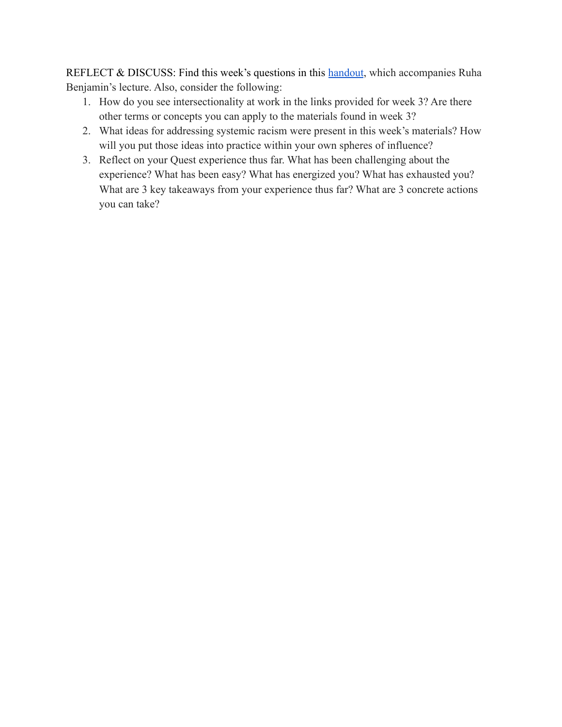REFLECT & DISCUSS: Find this week's questions in this handout, which accompanies Ruha Benjamin's lecture. Also, consider the following:

1. How do you see intersectionality at work in the links provided for week 3? Are there other terms or concepts you can apply to the materials found in week 3?
2. What ideas for addressing systemic racism were present in this week's materials? How will you put those ideas into practice within your own spheres of influence?
3. Reflect on your Quest experience thus far. What has been challenging about the experience? What has been easy? What has energized you? What has exhausted you? What are 3 key takeaways from your experience thus far? What are 3 concrete actions you can take?